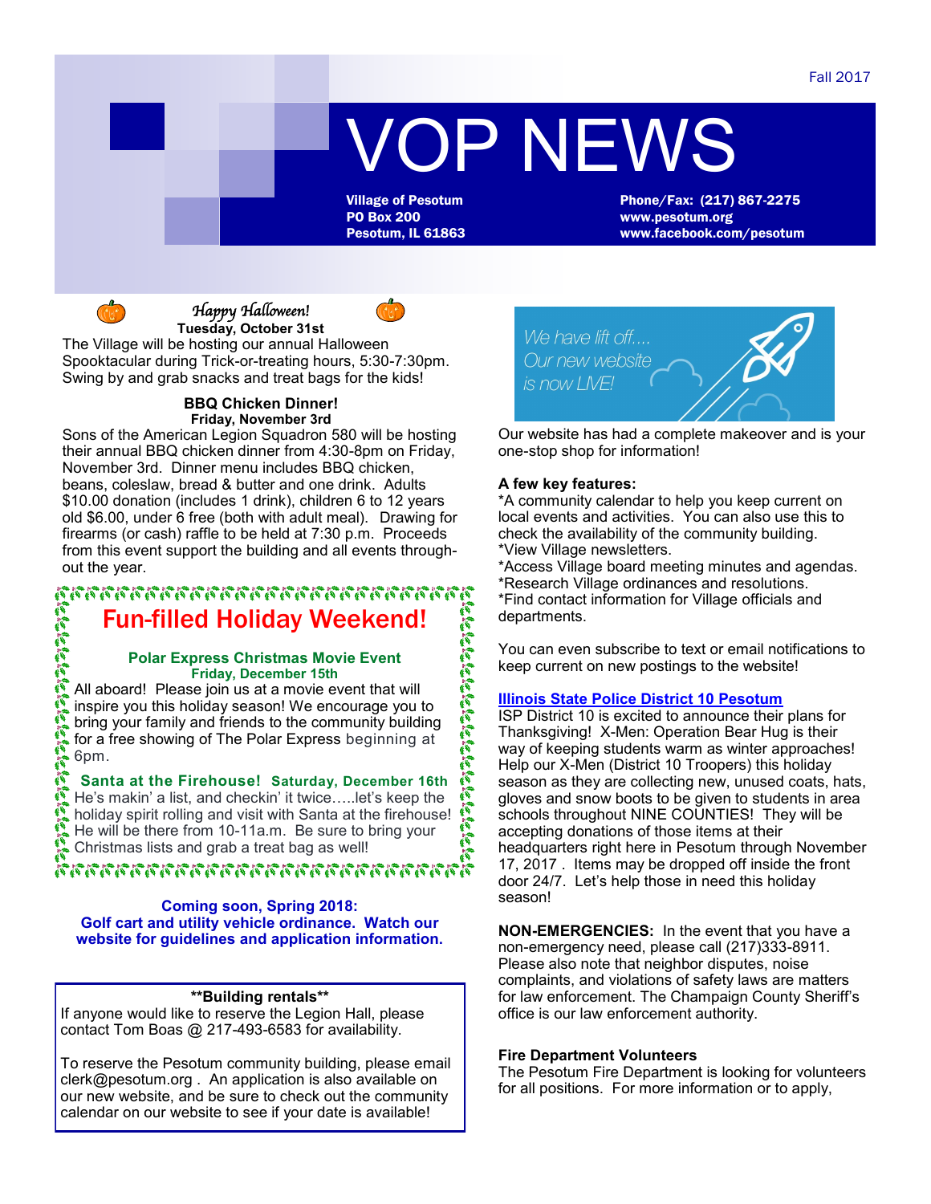Fall 2017

# VOP NEWS

**Village of Pesotum**
**PO Box 200**
**Pesotum, IL 61863**

**Phone/Fax: (217) 867-2275**
**www.pesotum.org**
**www.facebook.com/pesotum**

### *Happy Halloween!*

**Tuesday, October 31st**

The Village will be hosting our annual Halloween Spooktacular during Trick-or-treating hours, 5:30-7:30pm. Swing by and grab snacks and treat bags for the kids!

### BBQ Chicken Dinner!

**Friday, November 3rd**

Sons of the American Legion Squadron 580 will be hosting their annual BBQ chicken dinner from 4:30-8pm on Friday, November 3rd. Dinner menu includes BBQ chicken, beans, coleslaw, bread & butter and one drink. Adults $10.00 donation (includes 1 drink), children 6 to 12 years old $6.00, under 6 free (both with adult meal). Drawing for firearms (or cash) raffle to be held at 7:30 p.m. Proceeds from this event support the building and all events throughout the year.

## Fun-filled Holiday Weekend!

### Polar Express Christmas Movie Event

**Friday, December 15th**

All aboard! Please join us at a movie event that will inspire you this holiday season! We encourage you to bring your family and friends to the community building for a free showing of The Polar Express beginning at 6pm.

### Santa at the Firehouse! Saturday, December 16th

He's makin' a list, and checkin' it twice…..let's keep the holiday spirit rolling and visit with Santa at the firehouse! He will be there from 10-11a.m. Be sure to bring your Christmas lists and grab a treat bag as well!

**Coming soon, Spring 2018:**
**Golf cart and utility vehicle ordinance. Watch our website for guidelines and application information.**

**\*\*Building rentals\*\***

If anyone would like to reserve the Legion Hall, please contact Tom Boas @ 217-493-6583 for availability.

To reserve the Pesotum community building, please email clerk@pesotum.org . An application is also available on our new website, and be sure to check out the community calendar on our website to see if your date is available!

*We have lift off….*
*Our new website is now LIVE!*

Our website has had a complete makeover and is your one-stop shop for information!

**A few key features:**

*A community calendar to help you keep current on local events and activities. You can also use this to check the availability of the community building.
*View Village newsletters.
*Access Village board meeting minutes and agendas.
*Research Village ordinances and resolutions.
*Find contact information for Village officials and departments.

You can even subscribe to text or email notifications to keep current on new postings to the website!

### Illinois State Police District 10 Pesotum

ISP District 10 is excited to announce their plans for Thanksgiving! X-Men: Operation Bear Hug is their way of keeping students warm as winter approaches! Help our X-Men (District 10 Troopers) this holiday season as they are collecting new, unused coats, hats, gloves and snow boots to be given to students in area schools throughout NINE COUNTIES! They will be accepting donations of those items at their headquarters right here in Pesotum through November 17, 2017 . Items may be dropped off inside the front door 24/7. Let's help those in need this holiday season!

**NON-EMERGENCIES:** In the event that you have a non-emergency need, please call (217)333-8911. Please also note that neighbor disputes, noise complaints, and violations of safety laws are matters for law enforcement. The Champaign County Sheriff's office is our law enforcement authority.

### Fire Department Volunteers

The Pesotum Fire Department is looking for volunteers for all positions. For more information or to apply,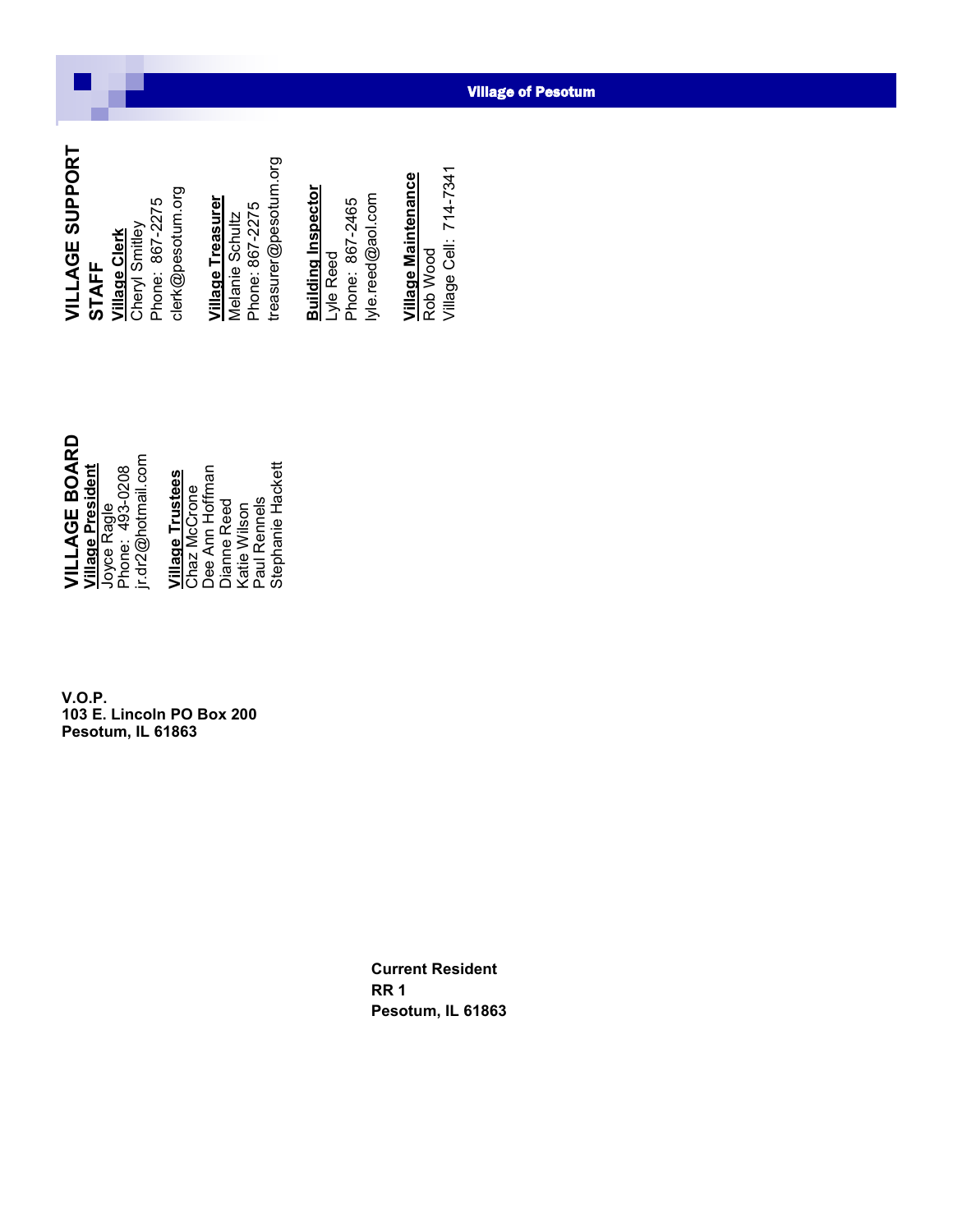Village of Pesotum

## VILLAGE SUPPORT STAFF

**Village Clerk**
Cheryl Smitley
Phone: 867-2275
clerk@pesotum.org

**Village Treasurer**
Melanie Schultz
Phone: 867-2275
treasurer@pesotum.org

**Building Inspector**
Lyle Reed
Phone: 867-2465
lyle.reed@aol.com

**Village Maintenance**
Rob Wood
Village Cell: 714-7341

## VILLAGE BOARD

**Village President**
Joyce Ragle
Phone: 493-0208
jr.dr2@hotmail.com

**Village Trustees**
Chaz McCrone
Dee Ann Hoffman
Dianne Reed
Katie Wilson
Paul Rennels
Stephanie Hackett

**V.O.P.**
**103 E. Lincoln PO Box 200**
**Pesotum, IL 61863**

**Current Resident**
**RR 1**
**Pesotum, IL 61863**